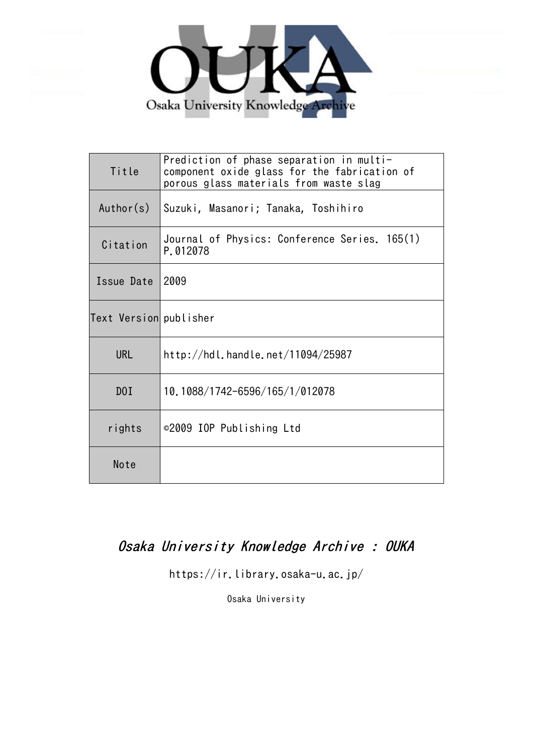| Title | Prediction of phase separation in multi-component oxide glass for the fabrication of porous glass materials from waste slag |
|---|---|
| Author(s) | Suzuki, Masanori; Tanaka, Toshihiro |
| Citation | Journal of Physics: Conference Series. 165(1) P.012078 |
| Issue Date | 2009 |
| Text Version | publisher |
| URL | http://hdl.handle.net/11094/25987 |
| DOI | 10.1088/1742-6596/165/1/012078 |
| rights | ©2009 IOP Publishing Ltd |
| Note | |

*Osaka University Knowledge Archive : OUKA*

https://ir.library.osaka-u.ac.jp/

Osaka University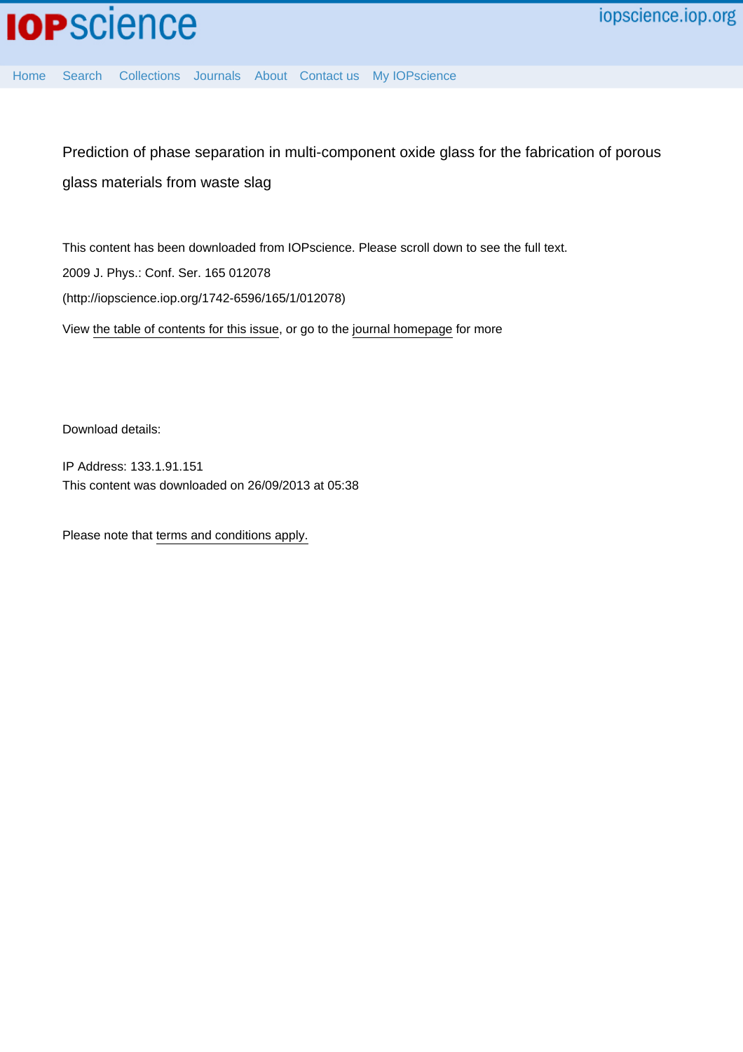Prediction of phase separation in multi-component oxide glass for the fabrication of porous glass materials from waste slag

This content has been downloaded from IOPscience. Please scroll down to see the full text.

2009 J. Phys.: Conf. Ser. 165 012078

(http://iopscience.iop.org/1742-6596/165/1/012078)

View the table of contents for this issue, or go to the journal homepage for more

Download details:

IP Address: 133.1.91.151

This content was downloaded on 26/09/2013 at 05:38

Please note that terms and conditions apply.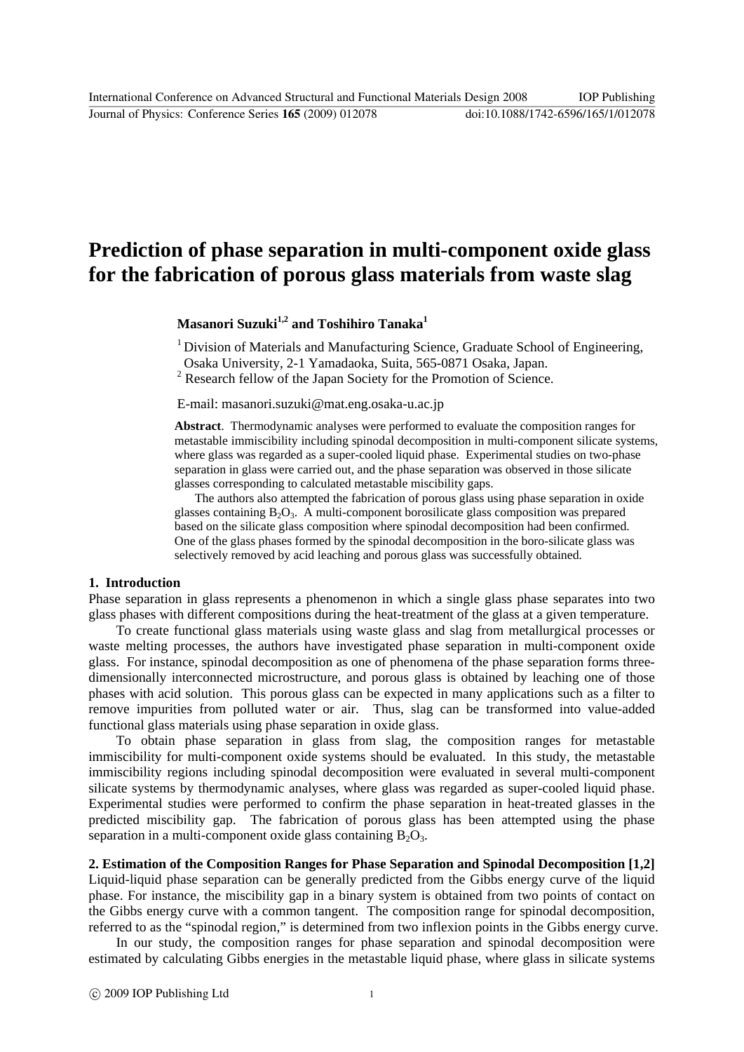# Prediction of phase separation in multi-component oxide glass for the fabrication of porous glass materials from waste slag

**Masanori Suzuki[1,2] and Toshihiro Tanaka[1]**

[1] Division of Materials and Manufacturing Science, Graduate School of Engineering, Osaka University, 2-1 Yamadaoka, Suita, 565-0871 Osaka, Japan.
[2] Research fellow of the Japan Society for the Promotion of Science.

E-mail: masanori.suzuki@mat.eng.osaka-u.ac.jp

**Abstract**. Thermodynamic analyses were performed to evaluate the composition ranges for metastable immiscibility including spinodal decomposition in multi-component silicate systems, where glass was regarded as a super-cooled liquid phase. Experimental studies on two-phase separation in glass were carried out, and the phase separation was observed in those silicate glasses corresponding to calculated metastable miscibility gaps.

The authors also attempted the fabrication of porous glass using phase separation in oxide glasses containing $B_2O_3$. A multi-component borosilicate glass composition was prepared based on the silicate glass composition where spinodal decomposition had been confirmed. One of the glass phases formed by the spinodal decomposition in the boro-silicate glass was selectively removed by acid leaching and porous glass was successfully obtained.

## 1. Introduction

Phase separation in glass represents a phenomenon in which a single glass phase separates into two glass phases with different compositions during the heat-treatment of the glass at a given temperature.

To create functional glass materials using waste glass and slag from metallurgical processes or waste melting processes, the authors have investigated phase separation in multi-component oxide glass. For instance, spinodal decomposition as one of phenomena of the phase separation forms three-dimensionally interconnected microstructure, and porous glass is obtained by leaching one of those phases with acid solution. This porous glass can be expected in many applications such as a filter to remove impurities from polluted water or air. Thus, slag can be transformed into value-added functional glass materials using phase separation in oxide glass.

To obtain phase separation in glass from slag, the composition ranges for metastable immiscibility for multi-component oxide systems should be evaluated. In this study, the metastable immiscibility regions including spinodal decomposition were evaluated in several multi-component silicate systems by thermodynamic analyses, where glass was regarded as super-cooled liquid phase. Experimental studies were performed to confirm the phase separation in heat-treated glasses in the predicted miscibility gap. The fabrication of porous glass has been attempted using the phase separation in a multi-component oxide glass containing $B_2O_3$.

## 2. Estimation of the Composition Ranges for Phase Separation and Spinodal Decomposition [1,2]

Liquid-liquid phase separation can be generally predicted from the Gibbs energy curve of the liquid phase. For instance, the miscibility gap in a binary system is obtained from two points of contact on the Gibbs energy curve with a common tangent. The composition range for spinodal decomposition, referred to as the "spinodal region," is determined from two inflexion points in the Gibbs energy curve.

In our study, the composition ranges for phase separation and spinodal decomposition were estimated by calculating Gibbs energies in the metastable liquid phase, where glass in silicate systems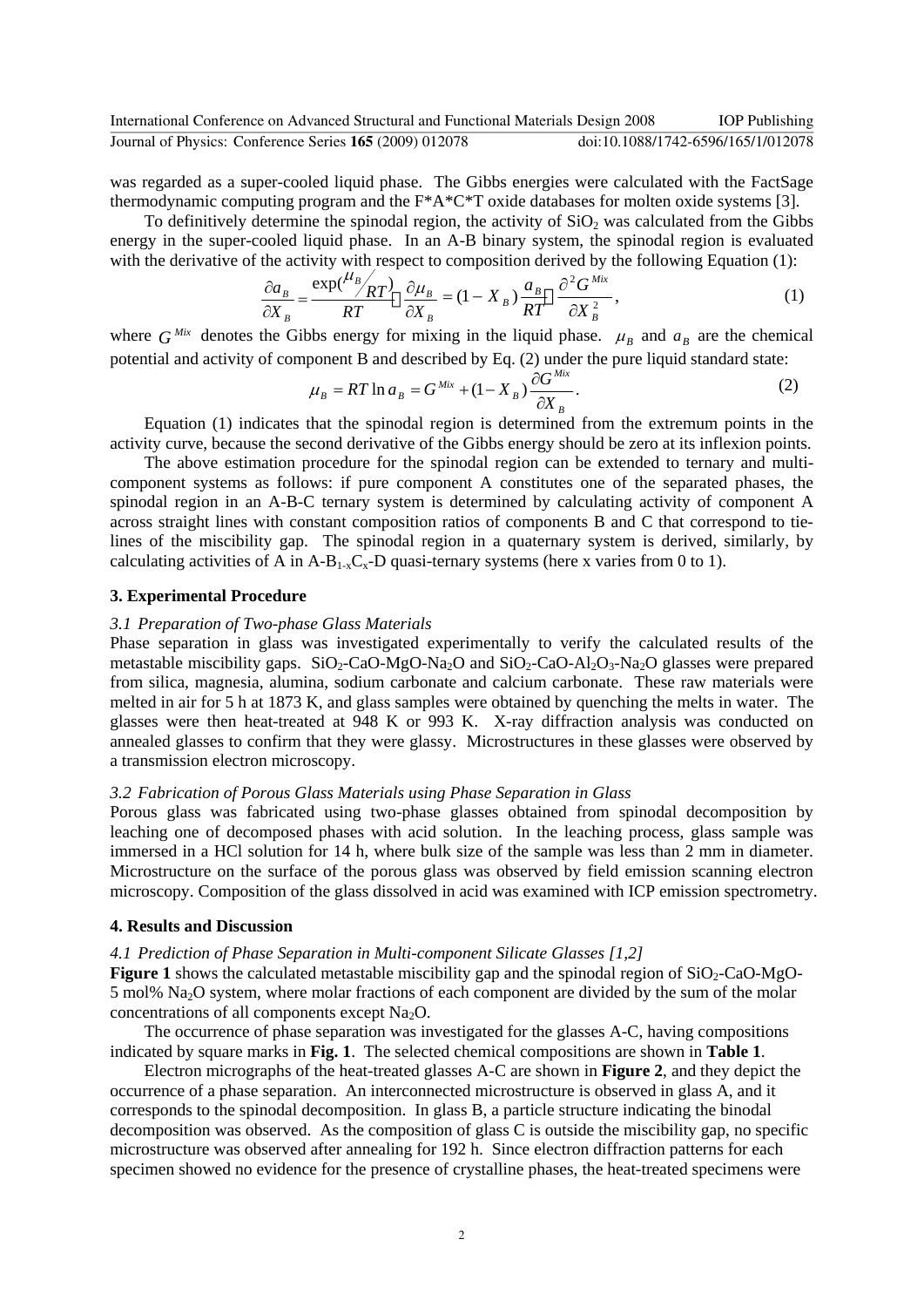was regarded as a super-cooled liquid phase. The Gibbs energies were calculated with the FactSage thermodynamic computing program and the F*A*C*T oxide databases for molten oxide systems [3].

To definitively determine the spinodal region, the activity of $SiO_2$ was calculated from the Gibbs energy in the super-cooled liquid phase. In an A-B binary system, the spinodal region is evaluated with the derivative of the activity with respect to composition derived by the following Equation (1):

$$\frac{\partial a_B}{\partial X_B} = \frac{\exp(\mu_B / RT)}{RT} \cdot \frac{\partial \mu_B}{\partial X_B} = (1 - X_B)\frac{a_B}{RT} \cdot \frac{\partial^2 G^{Mix}}{\partial X_B^2}, \tag{1}$$

where $G^{Mix}$ denotes the Gibbs energy for mixing in the liquid phase. $\mu_B$ and $a_B$ are the chemical potential and activity of component B and described by Eq. (2) under the pure liquid standard state:

$$\mu_B = RT \ln a_B = G^{Mix} + (1 - X_B)\frac{\partial G^{Mix}}{\partial X_B}. \tag{2}$$

Equation (1) indicates that the spinodal region is determined from the extremum points in the activity curve, because the second derivative of the Gibbs energy should be zero at its inflexion points.

The above estimation procedure for the spinodal region can be extended to ternary and multi-component systems as follows: if pure component A constitutes one of the separated phases, the spinodal region in an A-B-C ternary system is determined by calculating activity of component A across straight lines with constant composition ratios of components B and C that correspond to tie-lines of the miscibility gap. The spinodal region in a quaternary system is derived, similarly, by calculating activities of A in A-$B_{1-x}C_x$-D quasi-ternary systems (here x varies from 0 to 1).

## 3. Experimental Procedure

### *3.1 Preparation of Two-phase Glass Materials*

Phase separation in glass was investigated experimentally to verify the calculated results of the metastable miscibility gaps. $SiO_2$-CaO-MgO-$Na_2O$ and $SiO_2$-CaO-$Al_2O_3$-$Na_2O$ glasses were prepared from silica, magnesia, alumina, sodium carbonate and calcium carbonate. These raw materials were melted in air for 5 h at 1873 K, and glass samples were obtained by quenching the melts in water. The glasses were then heat-treated at 948 K or 993 K. X-ray diffraction analysis was conducted on annealed glasses to confirm that they were glassy. Microstructures in these glasses were observed by a transmission electron microscopy.

### *3.2 Fabrication of Porous Glass Materials using Phase Separation in Glass*

Porous glass was fabricated using two-phase glasses obtained from spinodal decomposition by leaching one of decomposed phases with acid solution. In the leaching process, glass sample was immersed in a HCl solution for 14 h, where bulk size of the sample was less than 2 mm in diameter. Microstructure on the surface of the porous glass was observed by field emission scanning electron microscopy. Composition of the glass dissolved in acid was examined with ICP emission spectrometry.

## 4. Results and Discussion

### *4.1 Prediction of Phase Separation in Multi-component Silicate Glasses [1,2]*

**Figure 1** shows the calculated metastable miscibility gap and the spinodal region of $SiO_2$-CaO-MgO-5 mol% $Na_2O$ system, where molar fractions of each component are divided by the sum of the molar concentrations of all components except $Na_2O$.

The occurrence of phase separation was investigated for the glasses A-C, having compositions indicated by square marks in **Fig. 1**. The selected chemical compositions are shown in **Table 1**.

Electron micrographs of the heat-treated glasses A-C are shown in **Figure 2**, and they depict the occurrence of a phase separation. An interconnected microstructure is observed in glass A, and it corresponds to the spinodal decomposition. In glass B, a particle structure indicating the binodal decomposition was observed. As the composition of glass C is outside the miscibility gap, no specific microstructure was observed after annealing for 192 h. Since electron diffraction patterns for each specimen showed no evidence for the presence of crystalline phases, the heat-treated specimens were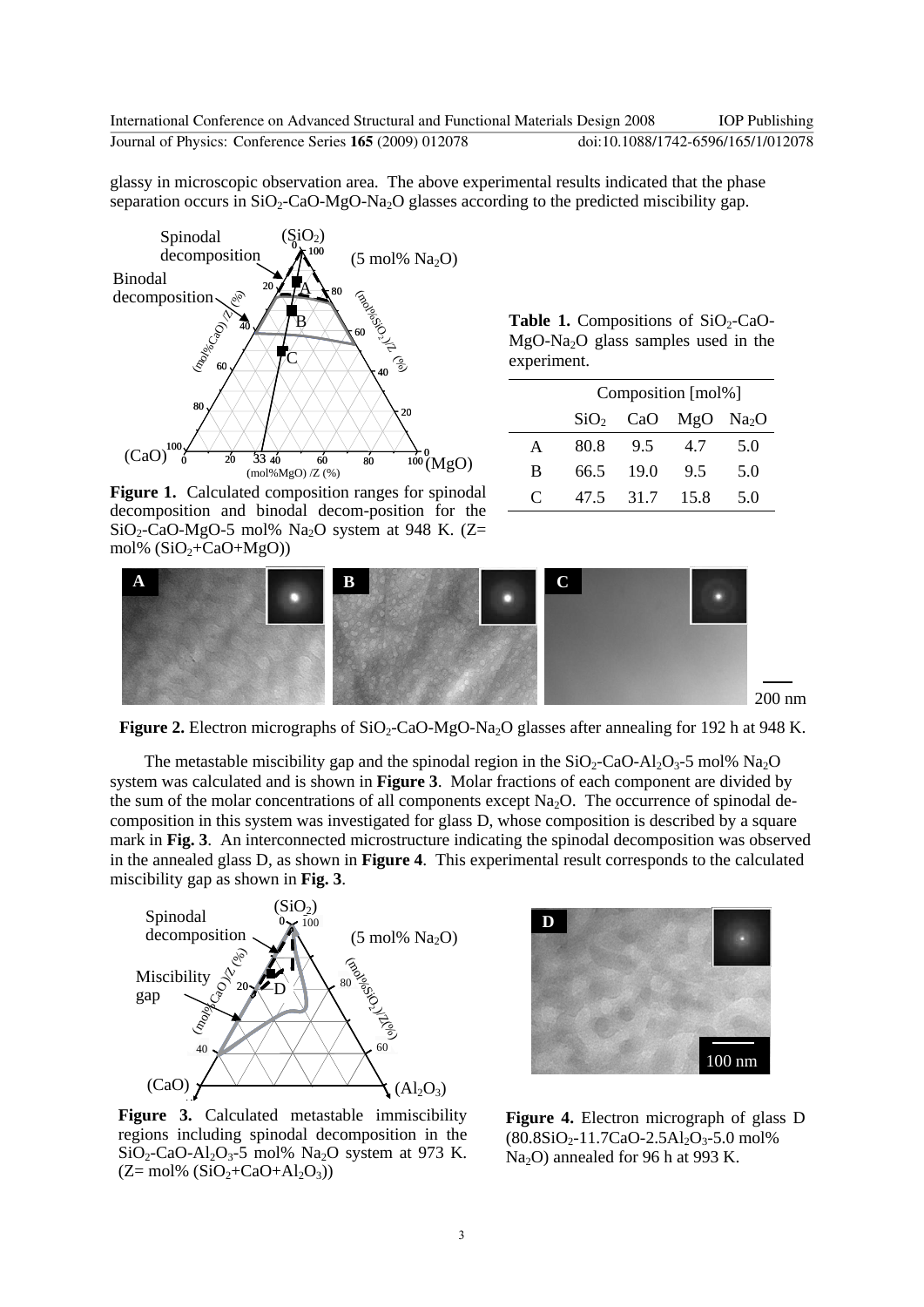glassy in microscopic observation area. The above experimental results indicated that the phase separation occurs in $SiO_2$-CaO-MgO-$Na_2O$ glasses according to the predicted miscibility gap.

**Figure 1.** Calculated composition ranges for spinodal decomposition and binodal decom-position for the $SiO_2$-CaO-MgO-5 mol% $Na_2O$ system at 948 K. (Z= mol% ($SiO_2$+CaO+MgO))

**Table 1.** Compositions of $SiO_2$-CaO-MgO-$Na_2O$ glass samples used in the experiment.

| | Composition [mol%] | | | |
|---|---|---|---|---|
| | $SiO_2$ | CaO | MgO | $Na_2O$ |
| A | 80.8 | 9.5 | 4.7 | 5.0 |
| B | 66.5 | 19.0 | 9.5 | 5.0 |
| C | 47.5 | 31.7 | 15.8 | 5.0 |

**Figure 2.** Electron micrographs of $SiO_2$-CaO-MgO-$Na_2O$ glasses after annealing for 192 h at 948 K.

The metastable miscibility gap and the spinodal region in the $SiO_2$-CaO-$Al_2O_3$-5 mol% $Na_2O$ system was calculated and is shown in **Figure 3**. Molar fractions of each component are divided by the sum of the molar concentrations of all components except $Na_2O$. The occurrence of spinodal decomposition in this system was investigated for glass D, whose composition is described by a square mark in **Fig. 3**. An interconnected microstructure indicating the spinodal decomposition was observed in the annealed glass D, as shown in **Figure 4**. This experimental result corresponds to the calculated miscibility gap as shown in **Fig. 3**.

**Figure 3.** Calculated metastable immiscibility regions including spinodal decomposition in the $SiO_2$-CaO-$Al_2O_3$-5 mol% $Na_2O$ system at 973 K. (Z= mol% ($SiO_2$+CaO+$Al_2O_3$))

**Figure 4.** Electron micrograph of glass D ($80.8SiO_2$-11.7CaO-$2.5Al_2O_3$-5.0 mol% $Na_2O$) annealed for 96 h at 993 K.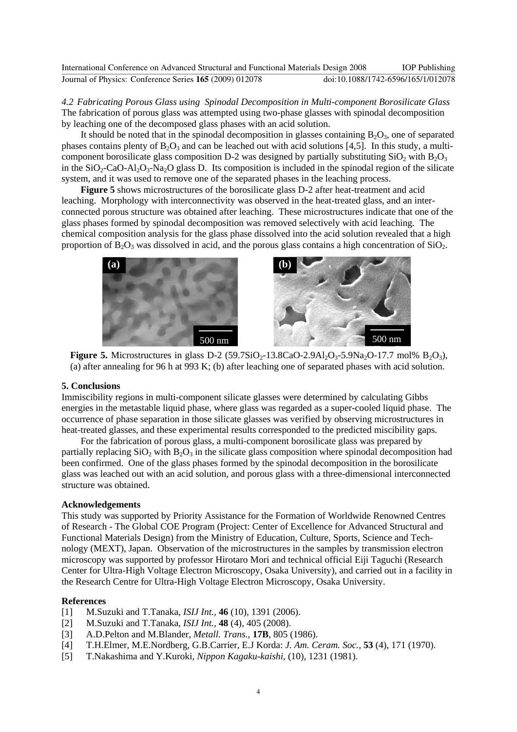*4.2 Fabricating Porous Glass using Spinodal Decomposition in Multi-component Borosilicate Glass*

The fabrication of porous glass was attempted using two-phase glasses with spinodal decomposition by leaching one of the decomposed glass phases with an acid solution.

It should be noted that in the spinodal decomposition in glasses containing $B_2O_3$, one of separated phases contains plenty of $B_2O_3$ and can be leached out with acid solutions [4,5]. In this study, a multi-component borosilicate glass composition D-2 was designed by partially substituting $SiO_2$ with $B_2O_3$ in the $SiO_2$-$CaO$-$Al_2O_3$-$Na_2O$ glass D. Its composition is included in the spinodal region of the silicate system, and it was used to remove one of the separated phases in the leaching process.

**Figure 5** shows microstructures of the borosilicate glass D-2 after heat-treatment and acid leaching. Morphology with interconnectivity was observed in the heat-treated glass, and an inter-connected porous structure was obtained after leaching. These microstructures indicate that one of the glass phases formed by spinodal decomposition was removed selectively with acid leaching. The chemical composition analysis for the glass phase dissolved into the acid solution revealed that a high proportion of $B_2O_3$ was dissolved in acid, and the porous glass contains a high concentration of $SiO_2$.

(a)

500 nm

(b)

500 nm

**Figure 5.** Microstructures in glass D-2 (59.7$SiO_2$-13.8CaO-2.9$Al_2O_3$-5.9$Na_2O$-17.7 mol% $B_2O_3$), (a) after annealing for 96 h at 993 K; (b) after leaching one of separated phases with acid solution.

## 5. Conclusions

Immiscibility regions in multi-component silicate glasses were determined by calculating Gibbs energies in the metastable liquid phase, where glass was regarded as a super-cooled liquid phase. The occurrence of phase separation in those silicate glasses was verified by observing microstructures in heat-treated glasses, and these experimental results corresponded to the predicted miscibility gaps.

For the fabrication of porous glass, a multi-component borosilicate glass was prepared by partially replacing $SiO_2$ with $B_2O_3$ in the silicate glass composition where spinodal decomposition had been confirmed. One of the glass phases formed by the spinodal decomposition in the borosilicate glass was leached out with an acid solution, and porous glass with a three-dimensional interconnected structure was obtained.

## Acknowledgements

This study was supported by Priority Assistance for the Formation of Worldwide Renowned Centres of Research - The Global COE Program (Project: Center of Excellence for Advanced Structural and Functional Materials Design) from the Ministry of Education, Culture, Sports, Science and Technology (MEXT), Japan. Observation of the microstructures in the samples by transmission electron microscopy was supported by professor Hirotaro Mori and technical official Eiji Taguchi (Research Center for Ultra-High Voltage Electron Microscopy, Osaka University), and carried out in a facility in the Research Centre for Ultra-High Voltage Electron Microscopy, Osaka University.

## References

[1] M.Suzuki and T.Tanaka, *ISIJ Int.,* **46** (10), 1391 (2006).

[2] M.Suzuki and T.Tanaka, *ISIJ Int.,* **48** (4), 405 (2008).

[3] A.D.Pelton and M.Blander, *Metall. Trans.*, **17B**, 805 (1986).

[4] T.H.Elmer, M.E.Nordberg, G.B.Carrier, E.J Korda: *J. Am. Ceram. Soc.,* **53** (4), 171 (1970).

[5] T.Nakashima and Y.Kuroki, *Nippon Kagaku-kaishi*, (10), 1231 (1981).